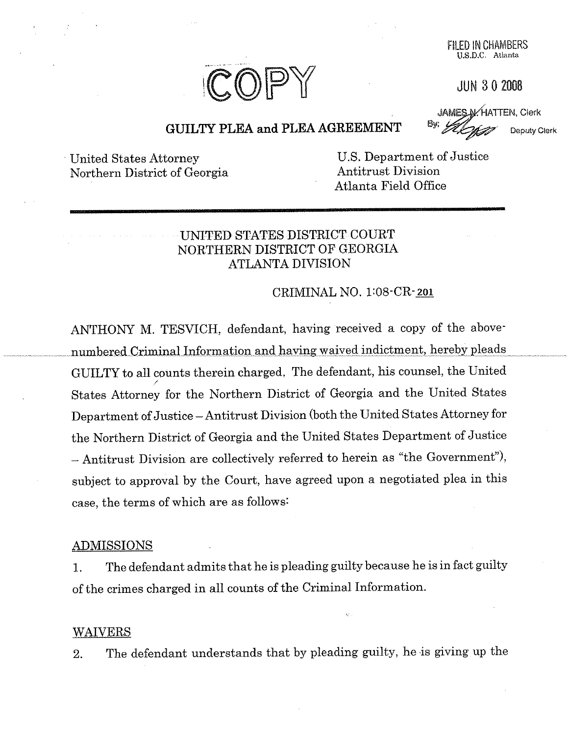COPY

FILED IN CHAMBERS
U.S.D.C. Atlanta

JUN 30 2008

JAMES N. HATTEN, Clerk
By: Deputy Clerk

# GUILTY PLEA and PLEA AGREEMENT

United States Attorney
Northern District of Georgia

U.S. Department of Justice
Antitrust Division
Atlanta Field Office

---

UNITED STATES DISTRICT COURT
NORTHERN DISTRICT OF GEORGIA
ATLANTA DIVISION

CRIMINAL NO. 1:08-CR-201

ANTHONY M. TESVICH, defendant, having received a copy of the above-numbered Criminal Information and having waived indictment, hereby pleads GUILTY to all counts therein charged. The defendant, his counsel, the United States Attorney for the Northern District of Georgia and the United States Department of Justice – Antitrust Division (both the United States Attorney for the Northern District of Georgia and the United States Department of Justice – Antitrust Division are collectively referred to herein as "the Government"), subject to approval by the Court, have agreed upon a negotiated plea in this case, the terms of which are as follows:

## ADMISSIONS

1. The defendant admits that he is pleading guilty because he is in fact guilty of the crimes charged in all counts of the Criminal Information.

## WAIVERS

2. The defendant understands that by pleading guilty, he is giving up the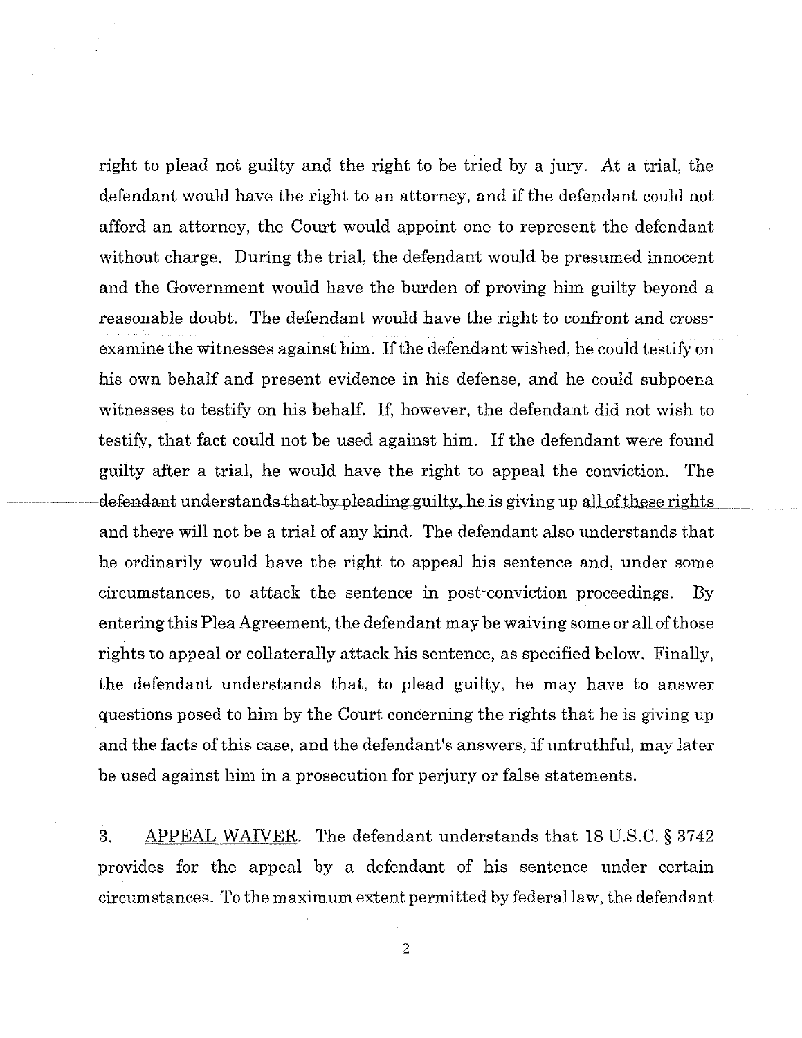right to plead not guilty and the right to be tried by a jury. At a trial, the defendant would have the right to an attorney, and if the defendant could not afford an attorney, the Court would appoint one to represent the defendant without charge. During the trial, the defendant would be presumed innocent and the Government would have the burden of proving him guilty beyond a reasonable doubt. The defendant would have the right to confront and cross-examine the witnesses against him. If the defendant wished, he could testify on his own behalf and present evidence in his defense, and he could subpoena witnesses to testify on his behalf. If, however, the defendant did not wish to testify, that fact could not be used against him. If the defendant were found guilty after a trial, he would have the right to appeal the conviction. The defendant understands that by pleading guilty, he is giving up all of these rights and there will not be a trial of any kind. The defendant also understands that he ordinarily would have the right to appeal his sentence and, under some circumstances, to attack the sentence in post-conviction proceedings. By entering this Plea Agreement, the defendant may be waiving some or all of those rights to appeal or collaterally attack his sentence, as specified below. Finally, the defendant understands that, to plead guilty, he may have to answer questions posed to him by the Court concerning the rights that he is giving up and the facts of this case, and the defendant's answers, if untruthful, may later be used against him in a prosecution for perjury or false statements.

3. APPEAL WAIVER. The defendant understands that 18 U.S.C. § 3742 provides for the appeal by a defendant of his sentence under certain circumstances. To the maximum extent permitted by federal law, the defendant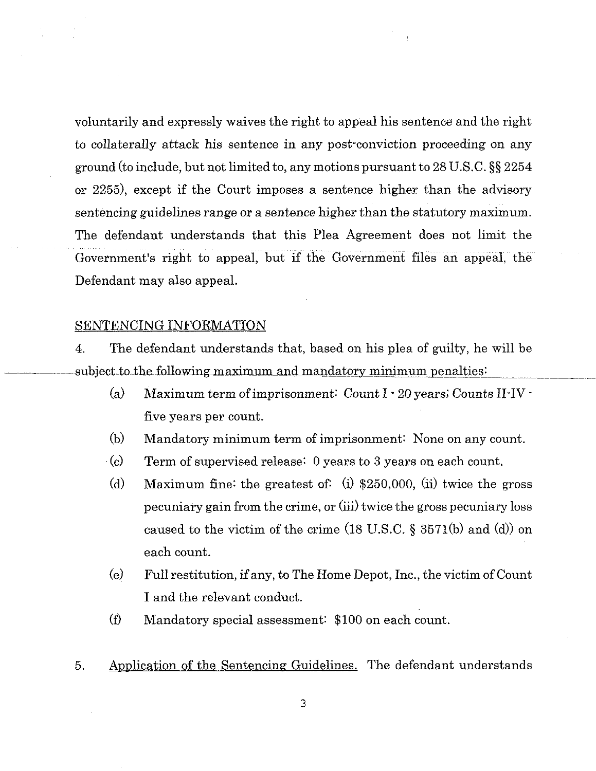voluntarily and expressly waives the right to appeal his sentence and the right to collaterally attack his sentence in any post-conviction proceeding on any ground (to include, but not limited to, any motions pursuant to 28 U.S.C. §§ 2254 or 2255), except if the Court imposes a sentence higher than the advisory sentencing guidelines range or a sentence higher than the statutory maximum. The defendant understands that this Plea Agreement does not limit the Government's right to appeal, but if the Government files an appeal, the Defendant may also appeal.

## SENTENCING INFORMATION

4. The defendant understands that, based on his plea of guilty, he will be subject to the following maximum and mandatory minimum penalties:

   (a) Maximum term of imprisonment: Count I - 20 years; Counts II-IV - five years per count.

   (b) Mandatory minimum term of imprisonment: None on any count.

   (c) Term of supervised release: 0 years to 3 years on each count.

   (d) Maximum fine: the greatest of: (i) $250,000, (ii) twice the gross pecuniary gain from the crime, or (iii) twice the gross pecuniary loss caused to the victim of the crime (18 U.S.C. § 3571(b) and (d)) on each count.

   (e) Full restitution, if any, to The Home Depot, Inc., the victim of Count I and the relevant conduct.

   (f) Mandatory special assessment: $100 on each count.

5. Application of the Sentencing Guidelines. The defendant understands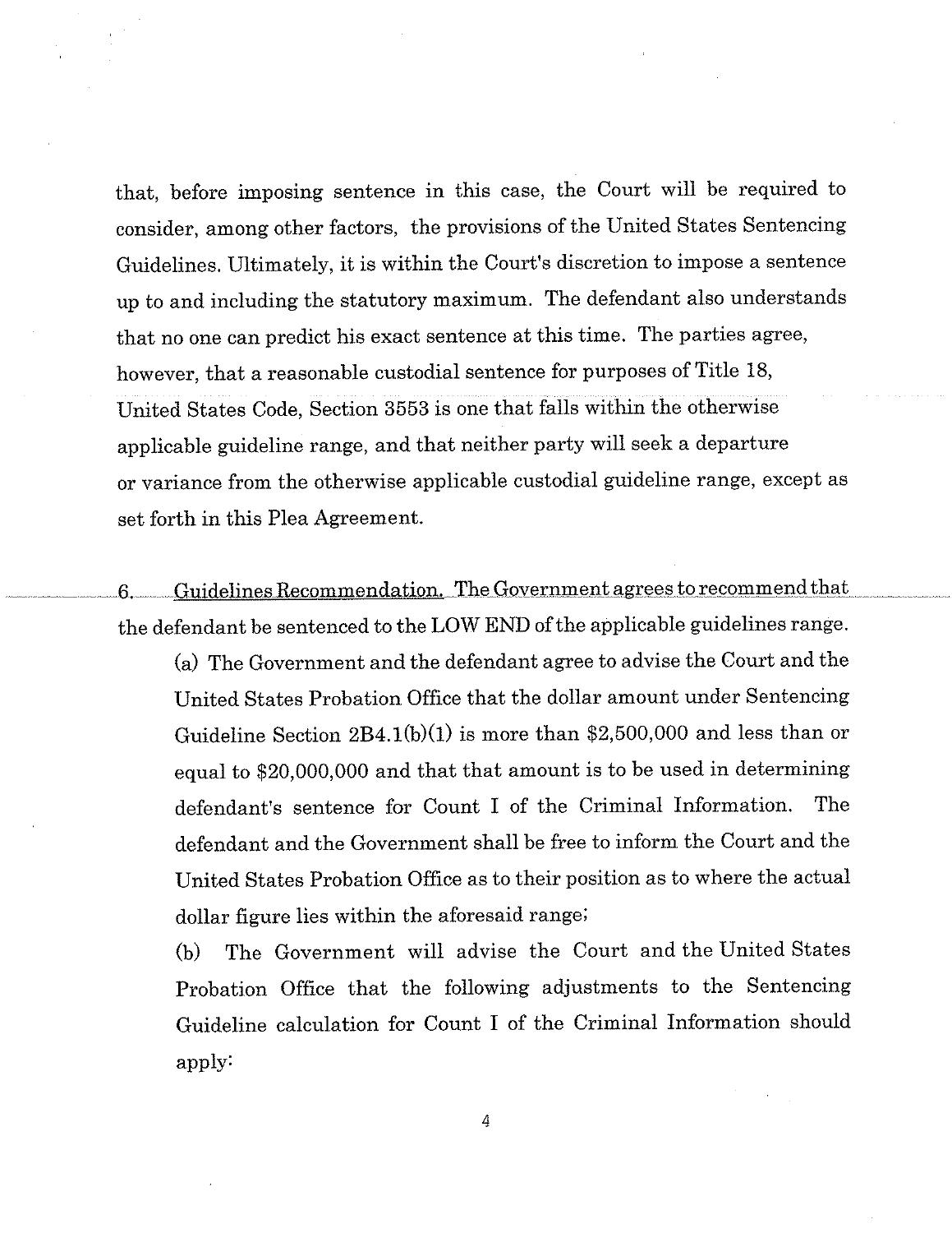that, before imposing sentence in this case, the Court will be required to consider, among other factors, the provisions of the United States Sentencing Guidelines. Ultimately, it is within the Court's discretion to impose a sentence up to and including the statutory maximum. The defendant also understands that no one can predict his exact sentence at this time. The parties agree, however, that a reasonable custodial sentence for purposes of Title 18, United States Code, Section 3553 is one that falls within the otherwise applicable guideline range, and that neither party will seek a departure or variance from the otherwise applicable custodial guideline range, except as set forth in this Plea Agreement.

6. Guidelines Recommendation. The Government agrees to recommend that the defendant be sentenced to the LOW END of the applicable guidelines range.

(a) The Government and the defendant agree to advise the Court and the United States Probation Office that the dollar amount under Sentencing Guideline Section 2B4.1(b)(1) is more than $2,500,000 and less than or equal to $20,000,000 and that that amount is to be used in determining defendant's sentence for Count I of the Criminal Information. The defendant and the Government shall be free to inform the Court and the United States Probation Office as to their position as to where the actual dollar figure lies within the aforesaid range;

(b) The Government will advise the Court and the United States Probation Office that the following adjustments to the Sentencing Guideline calculation for Count I of the Criminal Information should apply: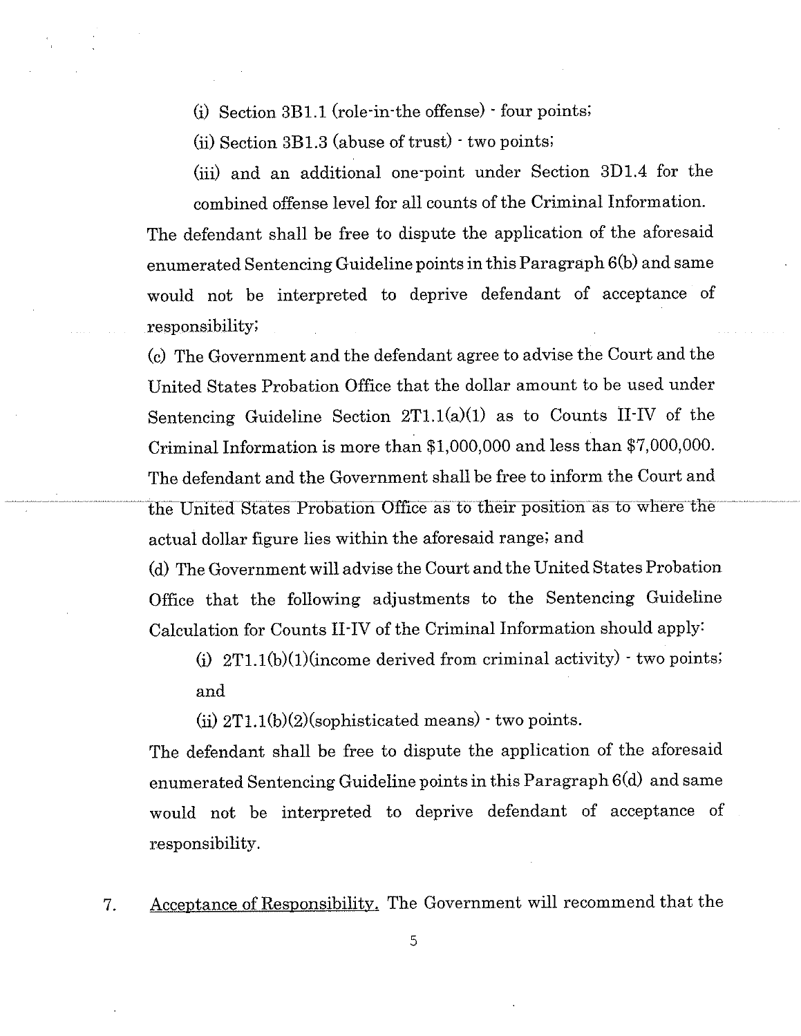(i) Section 3B1.1 (role-in-the offense) - four points;

(ii) Section 3B1.3 (abuse of trust) - two points;

(iii) and an additional one-point under Section 3D1.4 for the combined offense level for all counts of the Criminal Information.

The defendant shall be free to dispute the application of the aforesaid enumerated Sentencing Guideline points in this Paragraph 6(b) and same would not be interpreted to deprive defendant of acceptance of responsibility;

(c) The Government and the defendant agree to advise the Court and the United States Probation Office that the dollar amount to be used under Sentencing Guideline Section 2T1.1(a)(1) as to Counts II-IV of the Criminal Information is more than $1,000,000 and less than $7,000,000. The defendant and the Government shall be free to inform the Court and the United States Probation Office as to their position as to where the actual dollar figure lies within the aforesaid range; and

(d) The Government will advise the Court and the United States Probation Office that the following adjustments to the Sentencing Guideline Calculation for Counts II-IV of the Criminal Information should apply:

(i) 2T1.1(b)(1)(income derived from criminal activity) - two points; and

(ii) 2T1.1(b)(2)(sophisticated means) - two points.

The defendant shall be free to dispute the application of the aforesaid enumerated Sentencing Guideline points in this Paragraph 6(d) and same would not be interpreted to deprive defendant of acceptance of responsibility.

7. Acceptance of Responsibility. The Government will recommend that the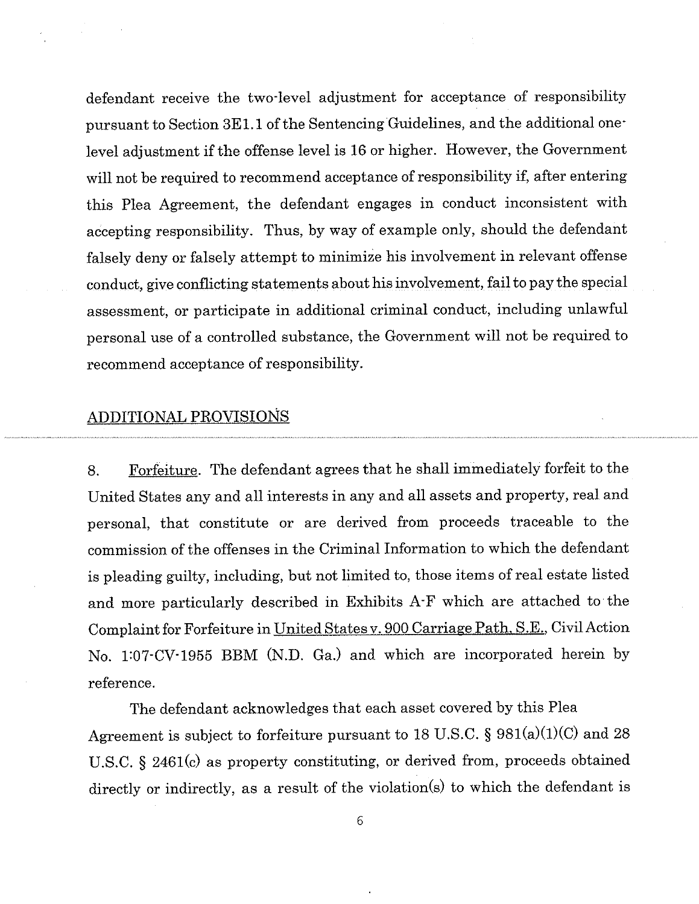defendant receive the two-level adjustment for acceptance of responsibility pursuant to Section 3E1.1 of the Sentencing Guidelines, and the additional one-level adjustment if the offense level is 16 or higher. However, the Government will not be required to recommend acceptance of responsibility if, after entering this Plea Agreement, the defendant engages in conduct inconsistent with accepting responsibility. Thus, by way of example only, should the defendant falsely deny or falsely attempt to minimize his involvement in relevant offense conduct, give conflicting statements about his involvement, fail to pay the special assessment, or participate in additional criminal conduct, including unlawful personal use of a controlled substance, the Government will not be required to recommend acceptance of responsibility.

## ADDITIONAL PROVISIONS

8. Forfeiture. The defendant agrees that he shall immediately forfeit to the United States any and all interests in any and all assets and property, real and personal, that constitute or are derived from proceeds traceable to the commission of the offenses in the Criminal Information to which the defendant is pleading guilty, including, but not limited to, those items of real estate listed and more particularly described in Exhibits A-F which are attached to the Complaint for Forfeiture in United States v. 900 Carriage Path, S.E., Civil Action No. 1:07-CV-1955 BBM (N.D. Ga.) and which are incorporated herein by reference.

The defendant acknowledges that each asset covered by this Plea Agreement is subject to forfeiture pursuant to 18 U.S.C. § 981(a)(1)(C) and 28 U.S.C. § 2461(c) as property constituting, or derived from, proceeds obtained directly or indirectly, as a result of the violation(s) to which the defendant is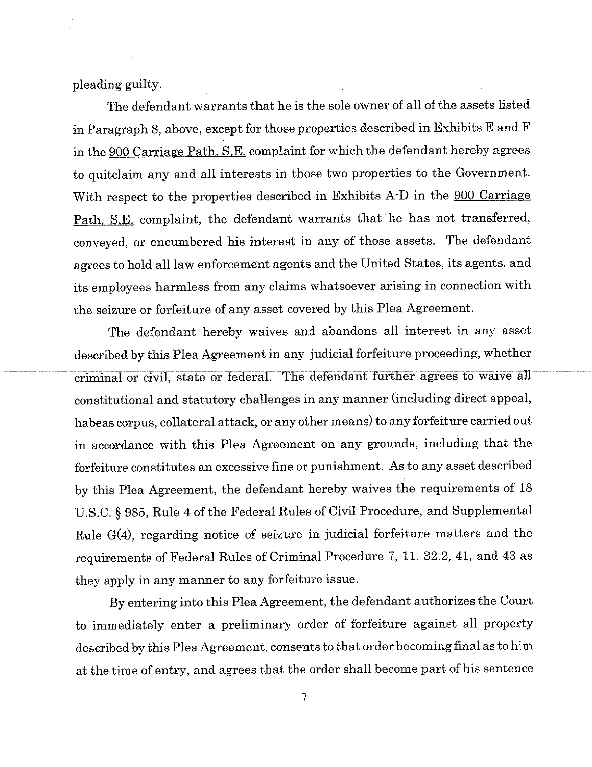pleading guilty.

The defendant warrants that he is the sole owner of all of the assets listed in Paragraph 8, above, except for those properties described in Exhibits E and F in the 900 Carriage Path, S.E. complaint for which the defendant hereby agrees to quitclaim any and all interests in those two properties to the Government. With respect to the properties described in Exhibits A-D in the 900 Carriage Path, S.E. complaint, the defendant warrants that he has not transferred, conveyed, or encumbered his interest in any of those assets. The defendant agrees to hold all law enforcement agents and the United States, its agents, and its employees harmless from any claims whatsoever arising in connection with the seizure or forfeiture of any asset covered by this Plea Agreement.

The defendant hereby waives and abandons all interest in any asset described by this Plea Agreement in any judicial forfeiture proceeding, whether criminal or civil, state or federal. The defendant further agrees to waive all constitutional and statutory challenges in any manner (including direct appeal, habeas corpus, collateral attack, or any other means) to any forfeiture carried out in accordance with this Plea Agreement on any grounds, including that the forfeiture constitutes an excessive fine or punishment. As to any asset described by this Plea Agreement, the defendant hereby waives the requirements of 18 U.S.C. § 985, Rule 4 of the Federal Rules of Civil Procedure, and Supplemental Rule G(4), regarding notice of seizure in judicial forfeiture matters and the requirements of Federal Rules of Criminal Procedure 7, 11, 32.2, 41, and 43 as they apply in any manner to any forfeiture issue.

By entering into this Plea Agreement, the defendant authorizes the Court to immediately enter a preliminary order of forfeiture against all property described by this Plea Agreement, consents to that order becoming final as to him at the time of entry, and agrees that the order shall become part of his sentence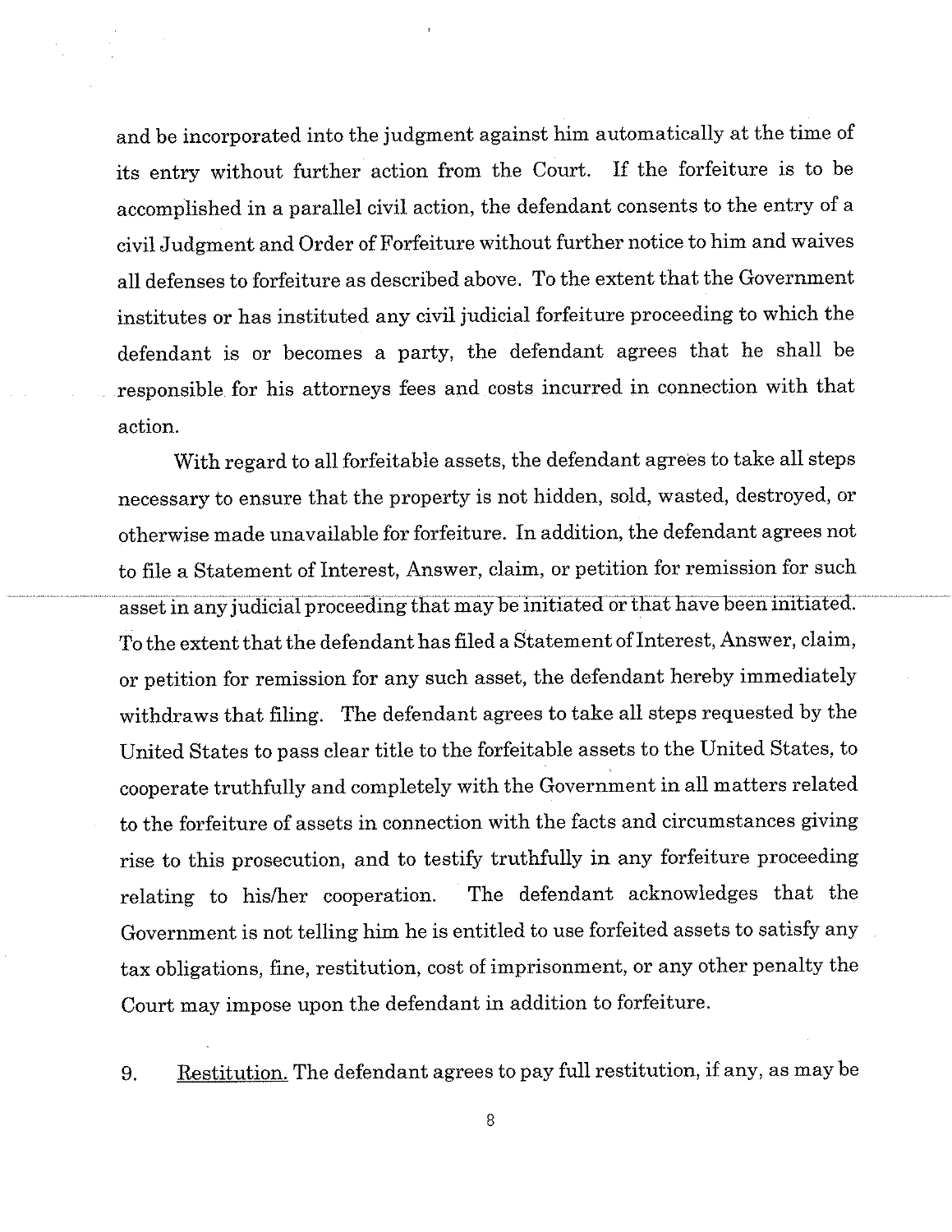and be incorporated into the judgment against him automatically at the time of its entry without further action from the Court. If the forfeiture is to be accomplished in a parallel civil action, the defendant consents to the entry of a civil Judgment and Order of Forfeiture without further notice to him and waives all defenses to forfeiture as described above. To the extent that the Government institutes or has instituted any civil judicial forfeiture proceeding to which the defendant is or becomes a party, the defendant agrees that he shall be responsible for his attorneys fees and costs incurred in connection with that action.

With regard to all forfeitable assets, the defendant agrees to take all steps necessary to ensure that the property is not hidden, sold, wasted, destroyed, or otherwise made unavailable for forfeiture. In addition, the defendant agrees not to file a Statement of Interest, Answer, claim, or petition for remission for such asset in any judicial proceeding that may be initiated or that have been initiated. To the extent that the defendant has filed a Statement of Interest, Answer, claim, or petition for remission for any such asset, the defendant hereby immediately withdraws that filing. The defendant agrees to take all steps requested by the United States to pass clear title to the forfeitable assets to the United States, to cooperate truthfully and completely with the Government in all matters related to the forfeiture of assets in connection with the facts and circumstances giving rise to this prosecution, and to testify truthfully in any forfeiture proceeding relating to his/her cooperation. The defendant acknowledges that the Government is not telling him he is entitled to use forfeited assets to satisfy any tax obligations, fine, restitution, cost of imprisonment, or any other penalty the Court may impose upon the defendant in addition to forfeiture.

9. Restitution. The defendant agrees to pay full restitution, if any, as may be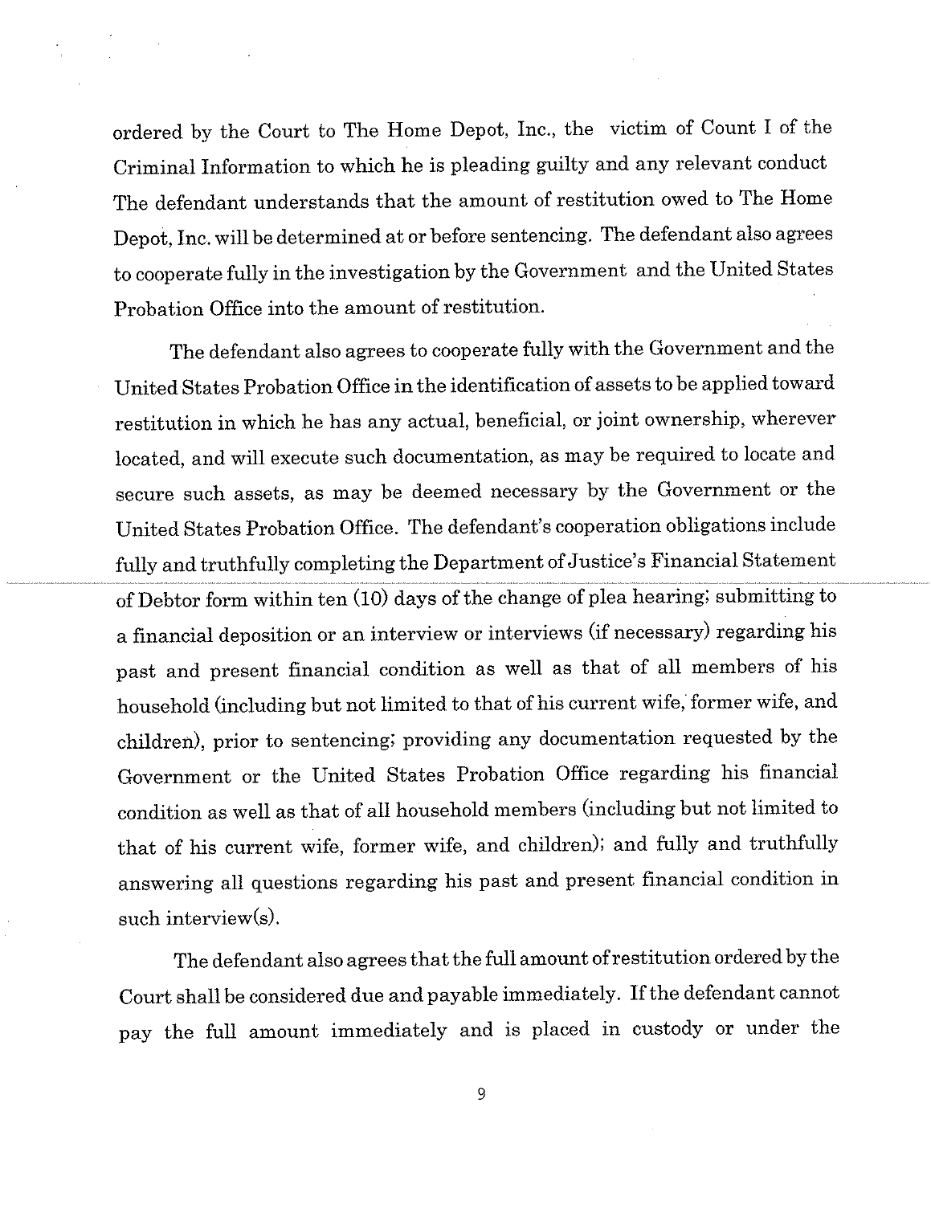ordered by the Court to The Home Depot, Inc., the victim of Count I of the Criminal Information to which he is pleading guilty and any relevant conduct The defendant understands that the amount of restitution owed to The Home Depot, Inc. will be determined at or before sentencing. The defendant also agrees to cooperate fully in the investigation by the Government and the United States Probation Office into the amount of restitution.

The defendant also agrees to cooperate fully with the Government and the United States Probation Office in the identification of assets to be applied toward restitution in which he has any actual, beneficial, or joint ownership, wherever located, and will execute such documentation, as may be required to locate and secure such assets, as may be deemed necessary by the Government or the United States Probation Office. The defendant's cooperation obligations include fully and truthfully completing the Department of Justice's Financial Statement of Debtor form within ten (10) days of the change of plea hearing; submitting to a financial deposition or an interview or interviews (if necessary) regarding his past and present financial condition as well as that of all members of his household (including but not limited to that of his current wife, former wife, and children), prior to sentencing; providing any documentation requested by the Government or the United States Probation Office regarding his financial condition as well as that of all household members (including but not limited to that of his current wife, former wife, and children); and fully and truthfully answering all questions regarding his past and present financial condition in such interview(s).

The defendant also agrees that the full amount of restitution ordered by the Court shall be considered due and payable immediately. If the defendant cannot pay the full amount immediately and is placed in custody or under the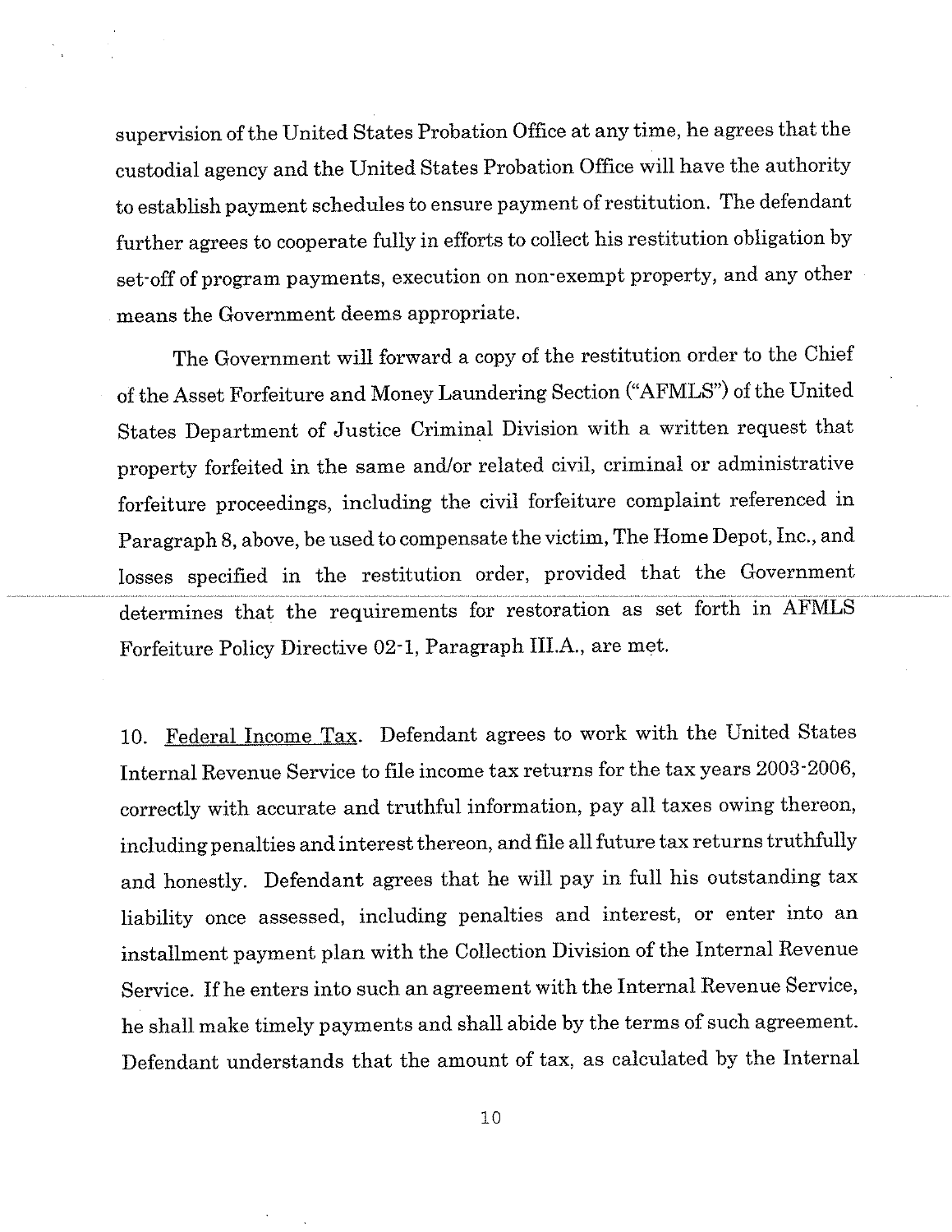supervision of the United States Probation Office at any time, he agrees that the custodial agency and the United States Probation Office will have the authority to establish payment schedules to ensure payment of restitution. The defendant further agrees to cooperate fully in efforts to collect his restitution obligation by set-off of program payments, execution on non-exempt property, and any other means the Government deems appropriate.

The Government will forward a copy of the restitution order to the Chief of the Asset Forfeiture and Money Laundering Section ("AFMLS") of the United States Department of Justice Criminal Division with a written request that property forfeited in the same and/or related civil, criminal or administrative forfeiture proceedings, including the civil forfeiture complaint referenced in Paragraph 8, above, be used to compensate the victim, The Home Depot, Inc., and losses specified in the restitution order, provided that the Government determines that the requirements for restoration as set forth in AFMLS Forfeiture Policy Directive 02-1, Paragraph III.A., are met.

10. Federal Income Tax. Defendant agrees to work with the United States Internal Revenue Service to file income tax returns for the tax years 2003-2006, correctly with accurate and truthful information, pay all taxes owing thereon, including penalties and interest thereon, and file all future tax returns truthfully and honestly. Defendant agrees that he will pay in full his outstanding tax liability once assessed, including penalties and interest, or enter into an installment payment plan with the Collection Division of the Internal Revenue Service. If he enters into such an agreement with the Internal Revenue Service, he shall make timely payments and shall abide by the terms of such agreement. Defendant understands that the amount of tax, as calculated by the Internal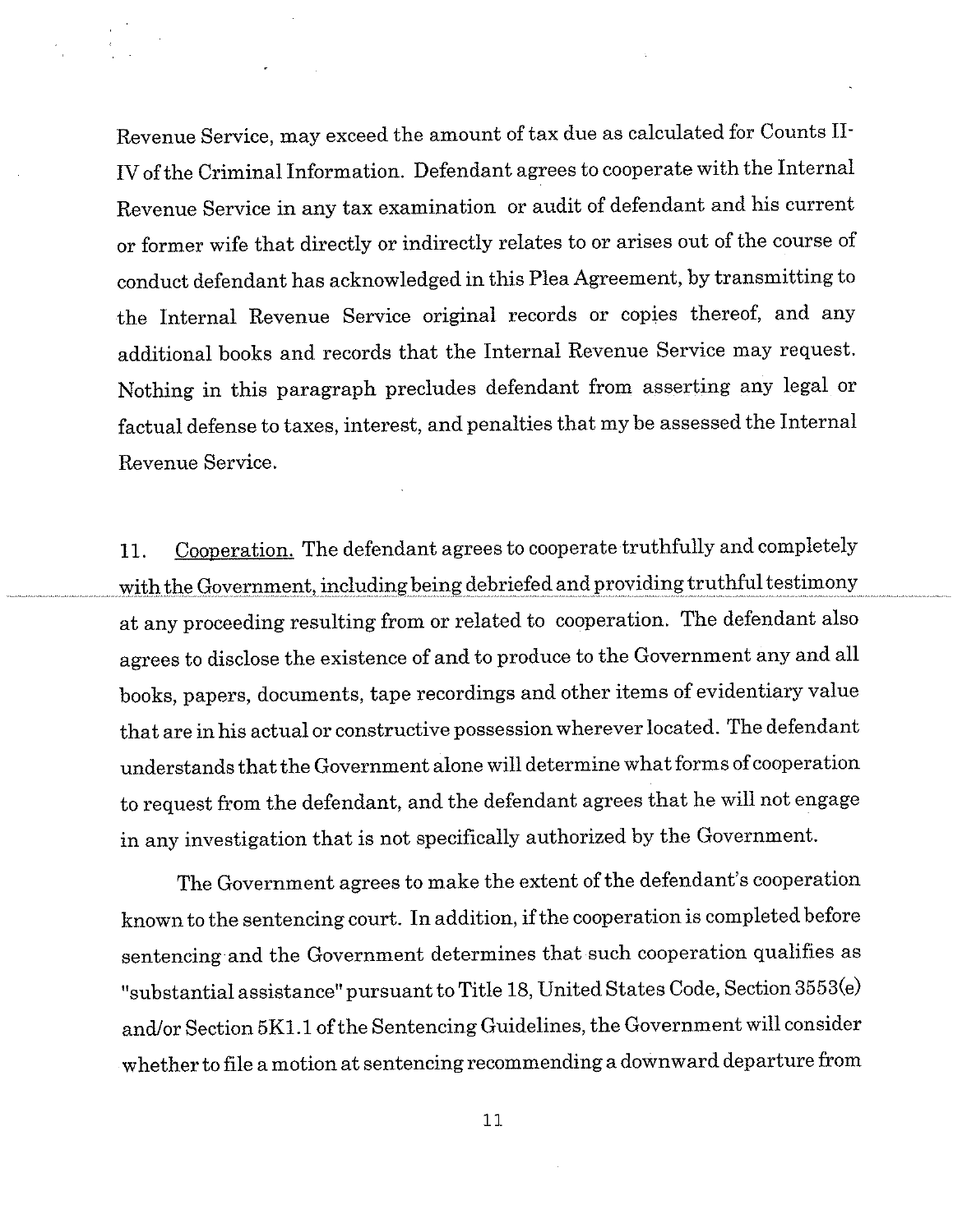Revenue Service, may exceed the amount of tax due as calculated for Counts II-IV of the Criminal Information. Defendant agrees to cooperate with the Internal Revenue Service in any tax examination or audit of defendant and his current or former wife that directly or indirectly relates to or arises out of the course of conduct defendant has acknowledged in this Plea Agreement, by transmitting to the Internal Revenue Service original records or copies thereof, and any additional books and records that the Internal Revenue Service may request. Nothing in this paragraph precludes defendant from asserting any legal or factual defense to taxes, interest, and penalties that my be assessed the Internal Revenue Service.

11. Cooperation. The defendant agrees to cooperate truthfully and completely with the Government, including being debriefed and providing truthful testimony at any proceeding resulting from or related to cooperation. The defendant also agrees to disclose the existence of and to produce to the Government any and all books, papers, documents, tape recordings and other items of evidentiary value that are in his actual or constructive possession wherever located. The defendant understands that the Government alone will determine what forms of cooperation to request from the defendant, and the defendant agrees that he will not engage in any investigation that is not specifically authorized by the Government.

The Government agrees to make the extent of the defendant's cooperation known to the sentencing court. In addition, if the cooperation is completed before sentencing and the Government determines that such cooperation qualifies as "substantial assistance" pursuant to Title 18, United States Code, Section 3553(e) and/or Section 5K1.1 of the Sentencing Guidelines, the Government will consider whether to file a motion at sentencing recommending a downward departure from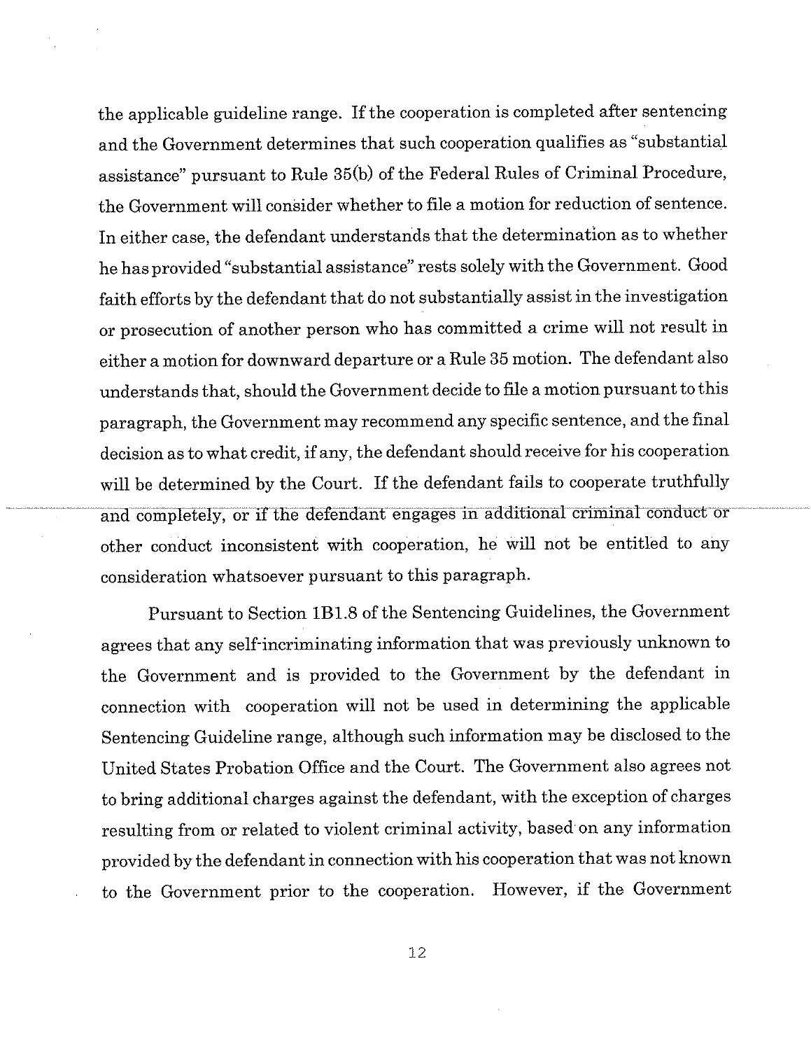the applicable guideline range. If the cooperation is completed after sentencing and the Government determines that such cooperation qualifies as "substantial assistance" pursuant to Rule 35(b) of the Federal Rules of Criminal Procedure, the Government will consider whether to file a motion for reduction of sentence. In either case, the defendant understands that the determination as to whether he has provided "substantial assistance" rests solely with the Government. Good faith efforts by the defendant that do not substantially assist in the investigation or prosecution of another person who has committed a crime will not result in either a motion for downward departure or a Rule 35 motion. The defendant also understands that, should the Government decide to file a motion pursuant to this paragraph, the Government may recommend any specific sentence, and the final decision as to what credit, if any, the defendant should receive for his cooperation will be determined by the Court. If the defendant fails to cooperate truthfully and completely, or if the defendant engages in additional criminal conduct or other conduct inconsistent with cooperation, he will not be entitled to any consideration whatsoever pursuant to this paragraph.

Pursuant to Section 1B1.8 of the Sentencing Guidelines, the Government agrees that any self-incriminating information that was previously unknown to the Government and is provided to the Government by the defendant in connection with cooperation will not be used in determining the applicable Sentencing Guideline range, although such information may be disclosed to the United States Probation Office and the Court. The Government also agrees not to bring additional charges against the defendant, with the exception of charges resulting from or related to violent criminal activity, based on any information provided by the defendant in connection with his cooperation that was not known to the Government prior to the cooperation. However, if the Government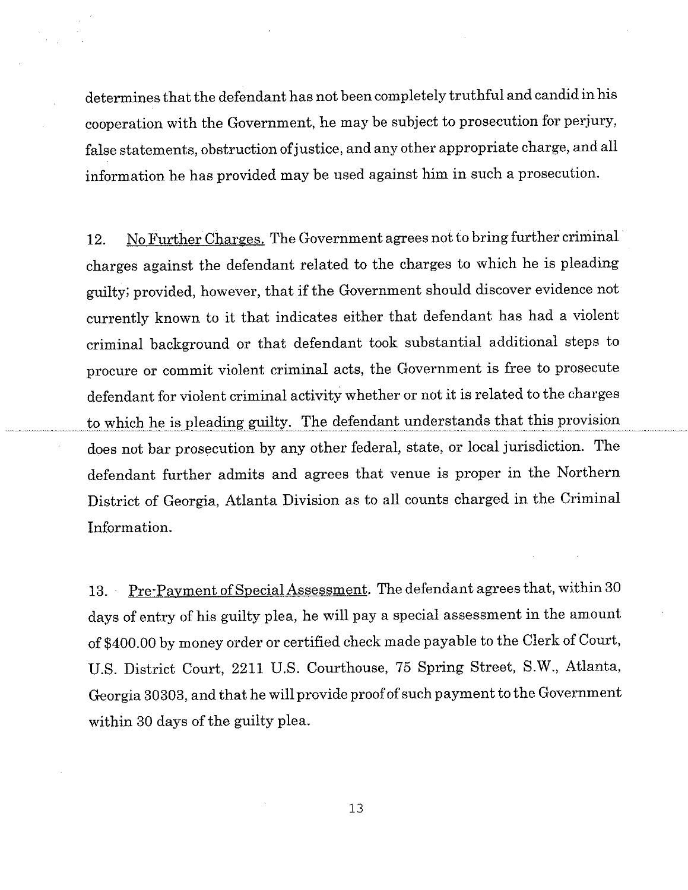determines that the defendant has not been completely truthful and candid in his cooperation with the Government, he may be subject to prosecution for perjury, false statements, obstruction of justice, and any other appropriate charge, and all information he has provided may be used against him in such a prosecution.

12. <u>No Further Charges.</u> The Government agrees not to bring further criminal charges against the defendant related to the charges to which he is pleading guilty; provided, however, that if the Government should discover evidence not currently known to it that indicates either that defendant has had a violent criminal background or that defendant took substantial additional steps to procure or commit violent criminal acts, the Government is free to prosecute defendant for violent criminal activity whether or not it is related to the charges to which he is pleading guilty. The defendant understands that this provision does not bar prosecution by any other federal, state, or local jurisdiction. The defendant further admits and agrees that venue is proper in the Northern District of Georgia, Atlanta Division as to all counts charged in the Criminal Information.

13. <u>Pre-Payment of Special Assessment</u>. The defendant agrees that, within 30 days of entry of his guilty plea, he will pay a special assessment in the amount of $400.00 by money order or certified check made payable to the Clerk of Court, U.S. District Court, 2211 U.S. Courthouse, 75 Spring Street, S.W., Atlanta, Georgia 30303, and that he will provide proof of such payment to the Government within 30 days of the guilty plea.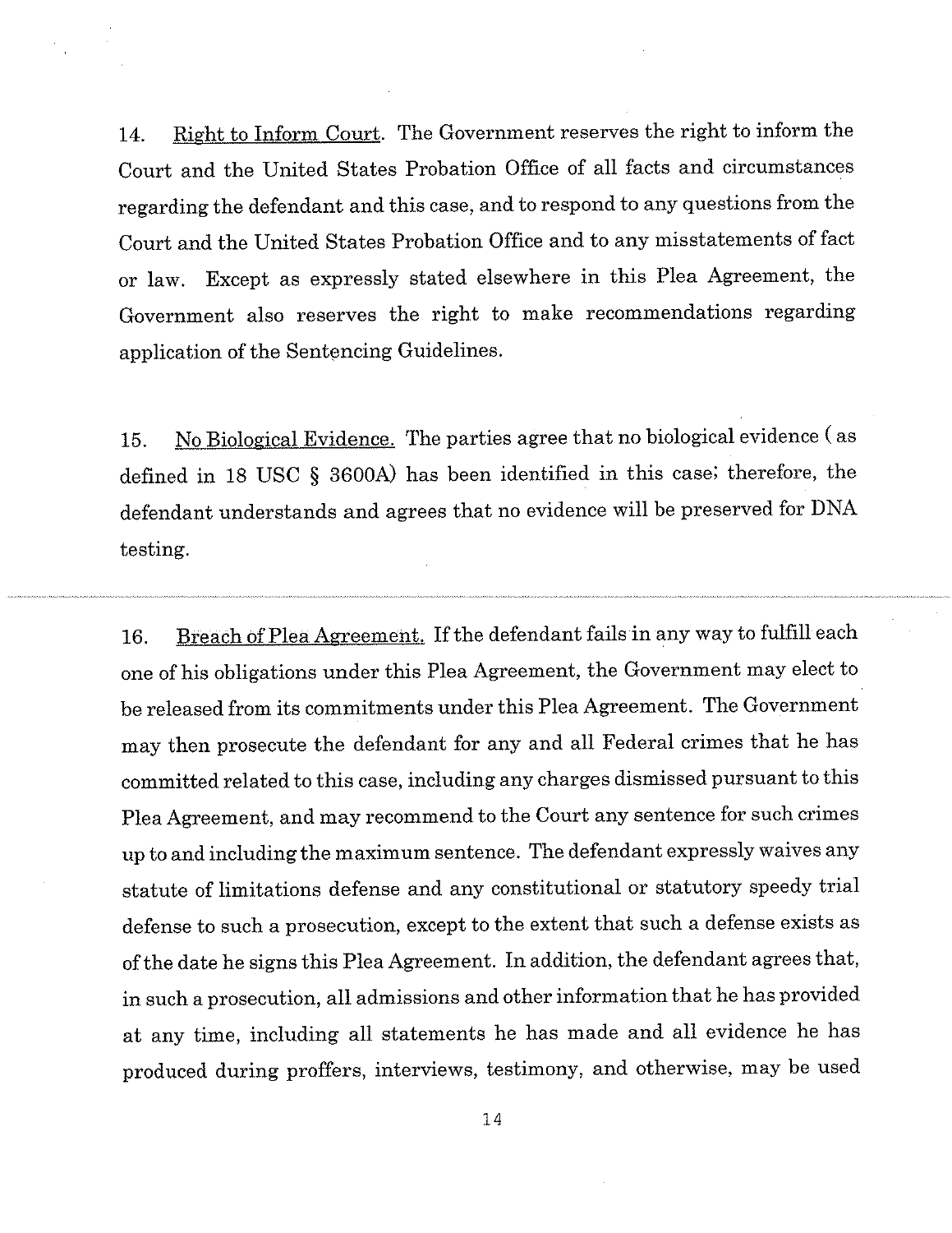14. Right to Inform Court. The Government reserves the right to inform the Court and the United States Probation Office of all facts and circumstances regarding the defendant and this case, and to respond to any questions from the Court and the United States Probation Office and to any misstatements of fact or law. Except as expressly stated elsewhere in this Plea Agreement, the Government also reserves the right to make recommendations regarding application of the Sentencing Guidelines.

15. No Biological Evidence. The parties agree that no biological evidence (as defined in 18 USC § 3600A) has been identified in this case; therefore, the defendant understands and agrees that no evidence will be preserved for DNA testing.

16. Breach of Plea Agreement. If the defendant fails in any way to fulfill each one of his obligations under this Plea Agreement, the Government may elect to be released from its commitments under this Plea Agreement. The Government may then prosecute the defendant for any and all Federal crimes that he has committed related to this case, including any charges dismissed pursuant to this Plea Agreement, and may recommend to the Court any sentence for such crimes up to and including the maximum sentence. The defendant expressly waives any statute of limitations defense and any constitutional or statutory speedy trial defense to such a prosecution, except to the extent that such a defense exists as of the date he signs this Plea Agreement. In addition, the defendant agrees that, in such a prosecution, all admissions and other information that he has provided at any time, including all statements he has made and all evidence he has produced during proffers, interviews, testimony, and otherwise, may be used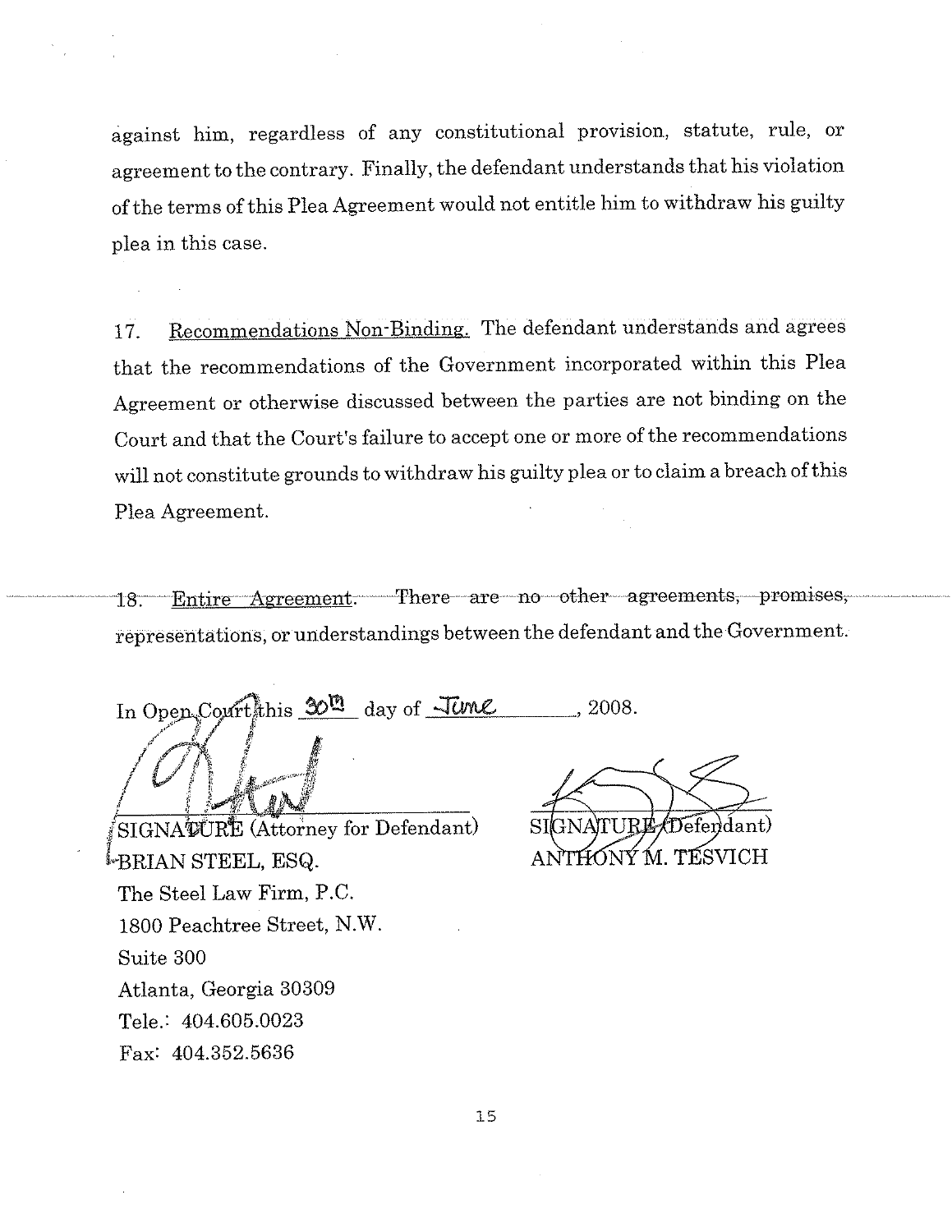against him, regardless of any constitutional provision, statute, rule, or agreement to the contrary. Finally, the defendant understands that his violation of the terms of this Plea Agreement would not entitle him to withdraw his guilty plea in this case.

17. Recommendations Non-Binding. The defendant understands and agrees that the recommendations of the Government incorporated within this Plea Agreement or otherwise discussed between the parties are not binding on the Court and that the Court's failure to accept one or more of the recommendations will not constitute grounds to withdraw his guilty plea or to claim a breach of this Plea Agreement.

18. Entire Agreement. There are no other agreements, promises, representations, or understandings between the defendant and the Government.

In Open Court this 30th day of June, 2008.

SIGNATURE (Attorney for Defendant)
BRIAN STEEL, ESQ.
The Steel Law Firm, P.C.
1800 Peachtree Street, N.W.
Suite 300
Atlanta, Georgia 30309
Tele.: 404.605.0023
Fax: 404.352.5636

SIGNATURE (Defendant)
ANTHONY M. TESVICH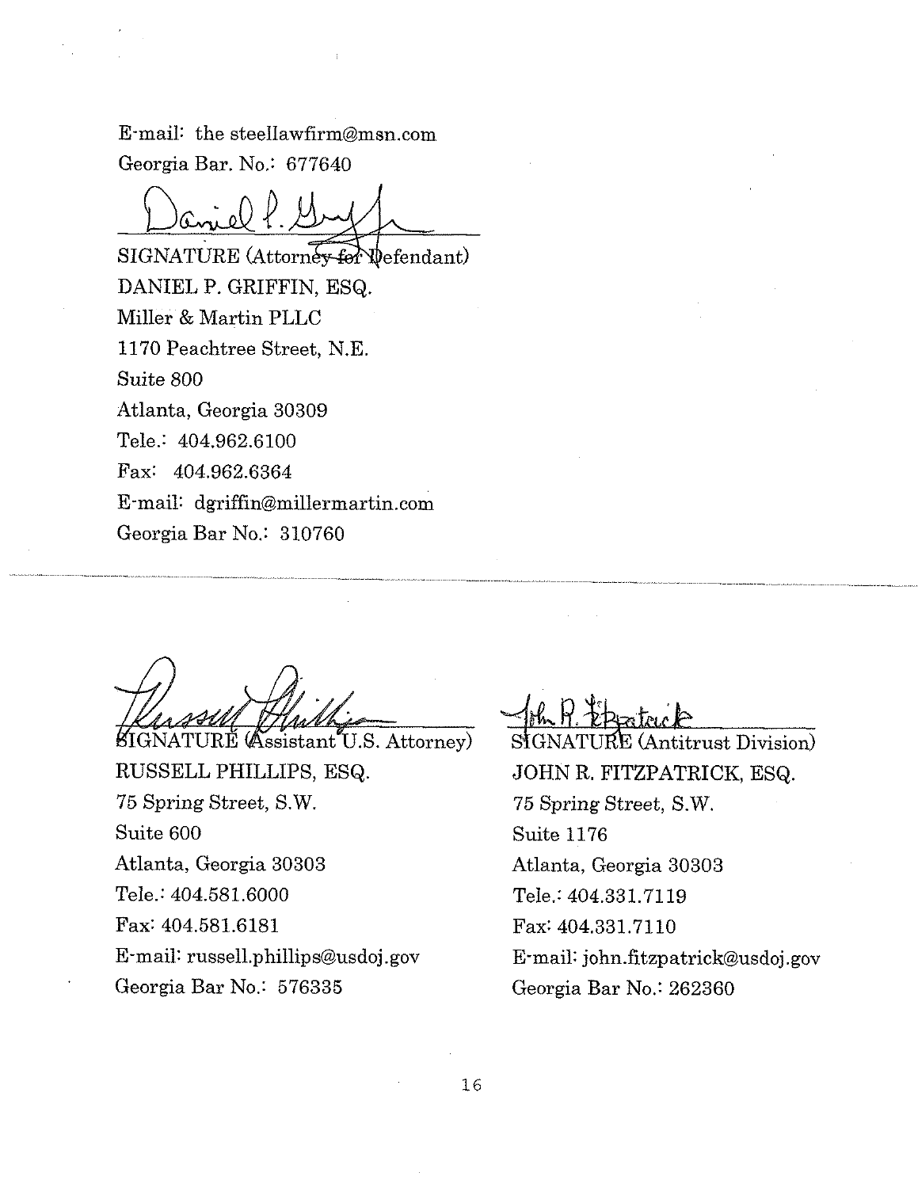E-mail: the steellawfirm@msn.com
Georgia Bar. No.: 677640

SIGNATURE (Attorney for Defendant)
DANIEL P. GRIFFIN, ESQ.
Miller & Martin PLLC
1170 Peachtree Street, N.E.
Suite 800
Atlanta, Georgia 30309
Tele.: 404.962.6100
Fax: 404.962.6364
E-mail: dgriffin@millermartin.com
Georgia Bar No.: 310760

---

SIGNATURE (Assistant U.S. Attorney)
RUSSELL PHILLIPS, ESQ.
75 Spring Street, S.W.
Suite 600
Atlanta, Georgia 30303
Tele.: 404.581.6000
Fax: 404.581.6181
E-mail: russell.phillips@usdoj.gov
Georgia Bar No.: 576335

SIGNATURE (Antitrust Division)
JOHN R. FITZPATRICK, ESQ.
75 Spring Street, S.W.
Suite 1176
Atlanta, Georgia 30303
Tele.: 404.331.7119
Fax: 404.331.7110
E-mail: john.fitzpatrick@usdoj.gov
Georgia Bar No.: 262360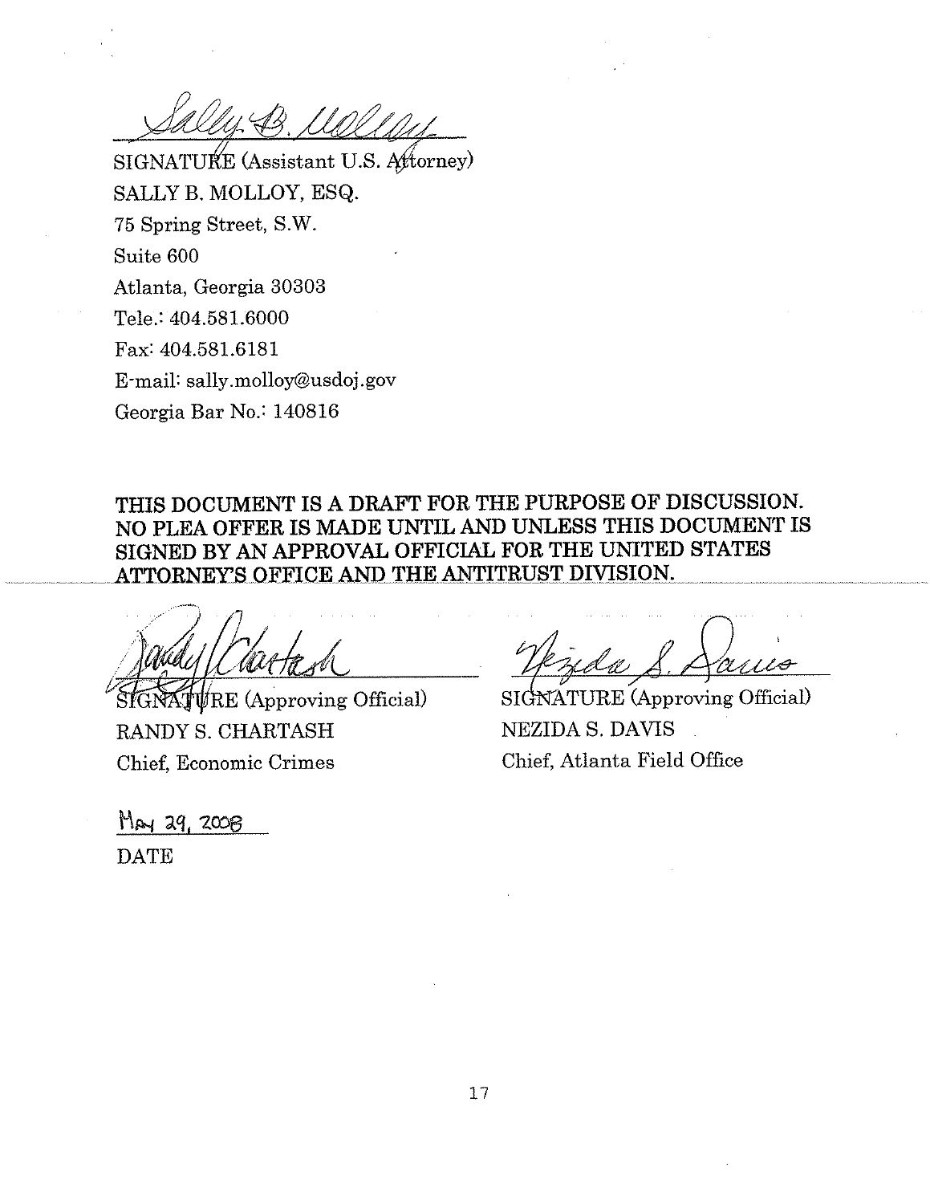SIGNATURE (Assistant U.S. Attorney)
SALLY B. MOLLOY, ESQ.
75 Spring Street, S.W.
Suite 600
Atlanta, Georgia 30303
Tele.: 404.581.6000
Fax: 404.581.6181
E-mail: sally.molloy@usdoj.gov
Georgia Bar No.: 140816

**THIS DOCUMENT IS A DRAFT FOR THE PURPOSE OF DISCUSSION. NO PLEA OFFER IS MADE UNTIL AND UNLESS THIS DOCUMENT IS SIGNED BY AN APPROVAL OFFICIAL FOR THE UNITED STATES ATTORNEY'S OFFICE AND THE ANTITRUST DIVISION.**

SIGNATURE (Approving Official)
RANDY S. CHARTASH
Chief, Economic Crimes

SIGNATURE (Approving Official)
NEZIDA S. DAVIS
Chief, Atlanta Field Office

May 29, 2008
DATE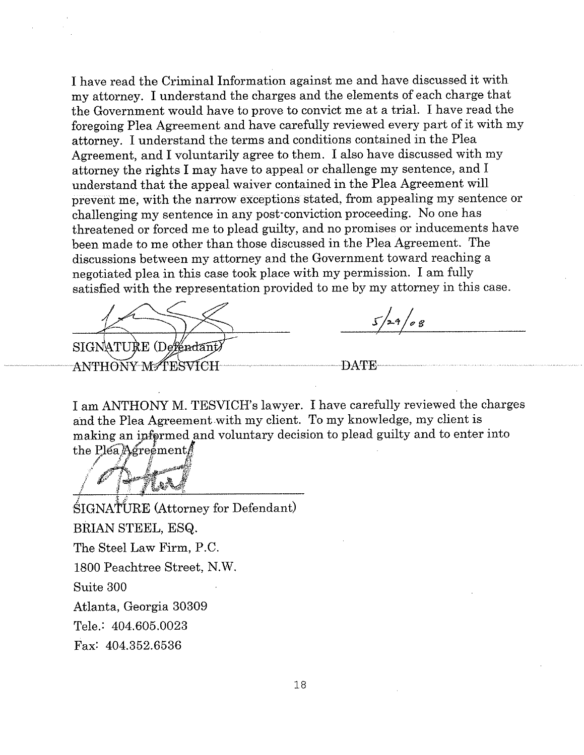I have read the Criminal Information against me and have discussed it with my attorney. I understand the charges and the elements of each charge that the Government would have to prove to convict me at a trial. I have read the foregoing Plea Agreement and have carefully reviewed every part of it with my attorney. I understand the terms and conditions contained in the Plea Agreement, and I voluntarily agree to them. I also have discussed with my attorney the rights I may have to appeal or challenge my sentence, and I understand that the appeal waiver contained in the Plea Agreement will prevent me, with the narrow exceptions stated, from appealing my sentence or challenging my sentence in any post-conviction proceeding. No one has threatened or forced me to plead guilty, and no promises or inducements have been made to me other than those discussed in the Plea Agreement. The discussions between my attorney and the Government toward reaching a negotiated plea in this case took place with my permission. I am fully satisfied with the representation provided to me by my attorney in this case.

SIGNATURE (Defendant)
ANTHONY M. TESVICH

5/29/08
DATE

I am ANTHONY M. TESVICH's lawyer. I have carefully reviewed the charges and the Plea Agreement with my client. To my knowledge, my client is making an informed and voluntary decision to plead guilty and to enter into the Plea Agreement.

SIGNATURE (Attorney for Defendant)

BRIAN STEEL, ESQ.

The Steel Law Firm, P.C.

1800 Peachtree Street, N.W.

Suite 300

Atlanta, Georgia 30309

Tele.: 404.605.0023

Fax: 404.352.6536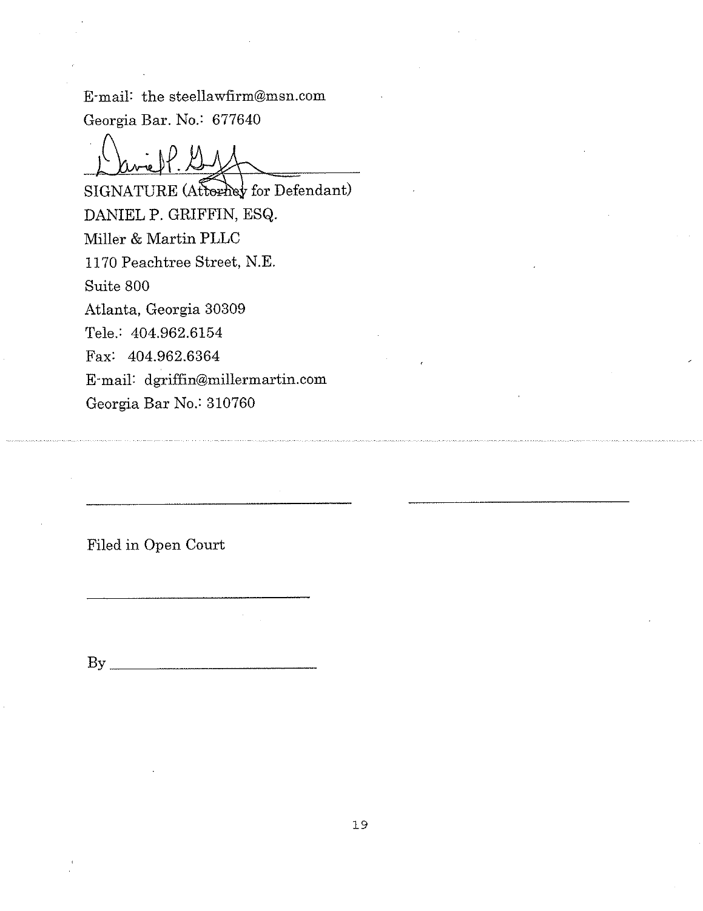E-mail: the steellawfirm@msn.com
Georgia Bar. No.: 677640

SIGNATURE (Attorney for Defendant)
DANIEL P. GRIFFIN, ESQ.
Miller & Martin PLLC
1170 Peachtree Street, N.E.
Suite 800
Atlanta, Georgia 30309
Tele.: 404.962.6154
Fax: 404.962.6364
E-mail: dgriffin@millermartin.com
Georgia Bar No.: 310760

Filed in Open Court

By ____________________________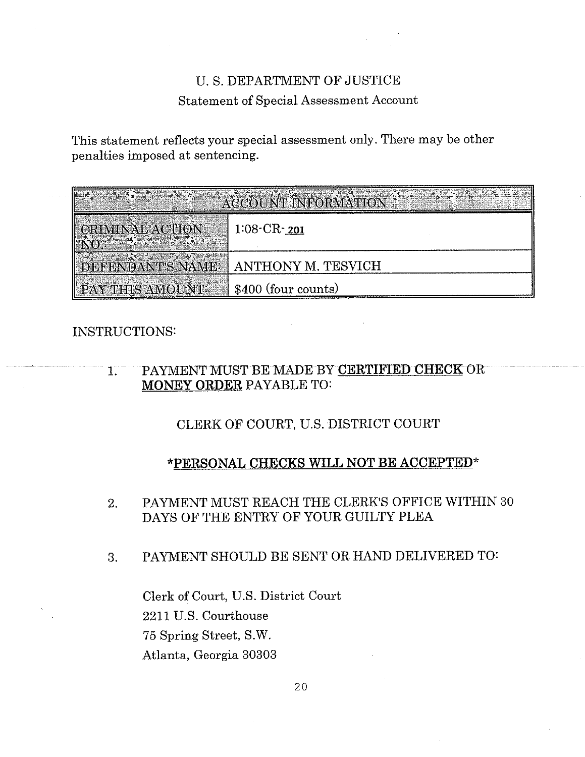U. S. DEPARTMENT OF JUSTICE

Statement of Special Assessment Account

This statement reflects your special assessment only. There may be other penalties imposed at sentencing.

| ACCOUNT INFORMATION | |
|---|---|
| CRIMINAL ACTION NO.: | 1:08-CR-201 |
| DEFENDANT'S NAME: | ANTHONY M. TESVICH |
| PAY THIS AMOUNT: | $400 (four counts) |

INSTRUCTIONS:

1. PAYMENT MUST BE MADE BY **CERTIFIED CHECK** OR **MONEY ORDER** PAYABLE TO:

   CLERK OF COURT, U.S. DISTRICT COURT

   ***PERSONAL CHECKS WILL NOT BE ACCEPTED***

2. PAYMENT MUST REACH THE CLERK'S OFFICE WITHIN 30 DAYS OF THE ENTRY OF YOUR GUILTY PLEA

3. PAYMENT SHOULD BE SENT OR HAND DELIVERED TO:

   Clerk of Court, U.S. District Court
   2211 U.S. Courthouse
   75 Spring Street, S.W.
   Atlanta, Georgia 30303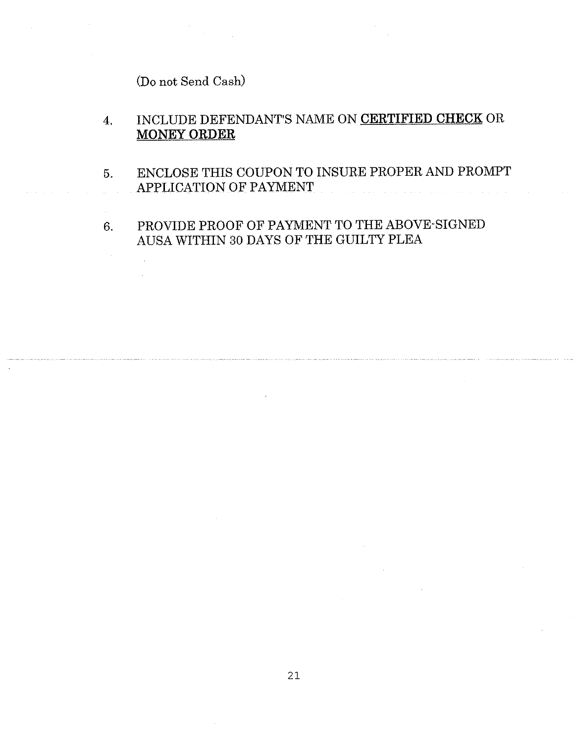(Do not Send Cash)

4. INCLUDE DEFENDANT'S NAME ON **CERTIFIED CHECK** OR **MONEY ORDER**

5. ENCLOSE THIS COUPON TO INSURE PROPER AND PROMPT APPLICATION OF PAYMENT

6. PROVIDE PROOF OF PAYMENT TO THE ABOVE-SIGNED AUSA WITHIN 30 DAYS OF THE GUILTY PLEA